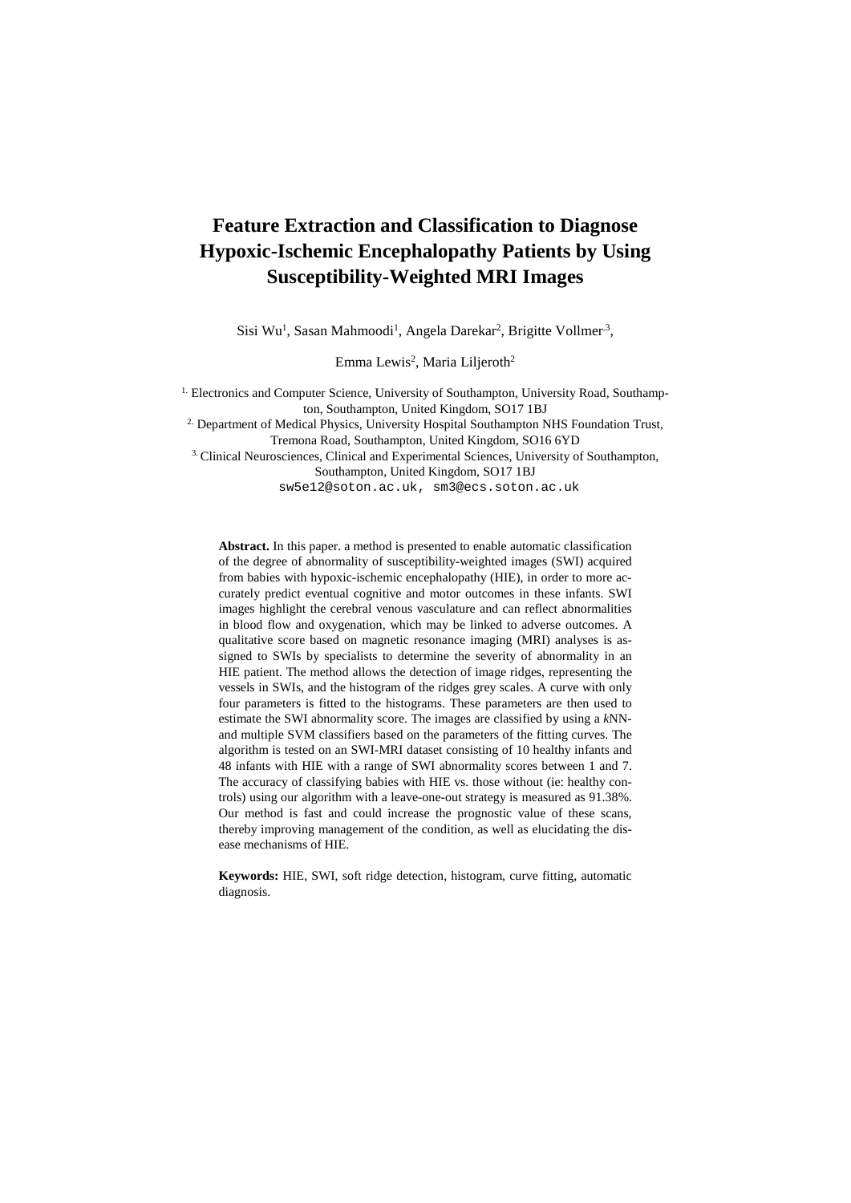# Feature Extraction and Classification to Diagnose Hypoxic-Ischemic Encephalopathy Patients by Using Susceptibility-Weighted MRI Images

Sisi Wu[1], Sasan Mahmoodi[1], Angela Darekar[2], Brigitte Vollmer[3],

Emma Lewis[2], Maria Liljeroth[2]

[1] Electronics and Computer Science, University of Southampton, University Road, Southampton, Southampton, United Kingdom, SO17 1BJ

[2] Department of Medical Physics, University Hospital Southampton NHS Foundation Trust, Tremona Road, Southampton, United Kingdom, SO16 6YD

[3] Clinical Neurosciences, Clinical and Experimental Sciences, University of Southampton, Southampton, United Kingdom, SO17 1BJ

sw5e12@soton.ac.uk, sm3@ecs.soton.ac.uk

**Abstract.** In this paper. a method is presented to enable automatic classification of the degree of abnormality of susceptibility-weighted images (SWI) acquired from babies with hypoxic-ischemic encephalopathy (HIE), in order to more accurately predict eventual cognitive and motor outcomes in these infants. SWI images highlight the cerebral venous vasculature and can reflect abnormalities in blood flow and oxygenation, which may be linked to adverse outcomes. A qualitative score based on magnetic resonance imaging (MRI) analyses is assigned to SWIs by specialists to determine the severity of abnormality in an HIE patient. The method allows the detection of image ridges, representing the vessels in SWIs, and the histogram of the ridges grey scales. A curve with only four parameters is fitted to the histograms. These parameters are then used to estimate the SWI abnormality score. The images are classified by using a *k*NN- and multiple SVM classifiers based on the parameters of the fitting curves. The algorithm is tested on an SWI-MRI dataset consisting of 10 healthy infants and 48 infants with HIE with a range of SWI abnormality scores between 1 and 7. The accuracy of classifying babies with HIE vs. those without (ie: healthy controls) using our algorithm with a leave-one-out strategy is measured as 91.38%. Our method is fast and could increase the prognostic value of these scans, thereby improving management of the condition, as well as elucidating the disease mechanisms of HIE.

**Keywords:** HIE, SWI, soft ridge detection, histogram, curve fitting, automatic diagnosis.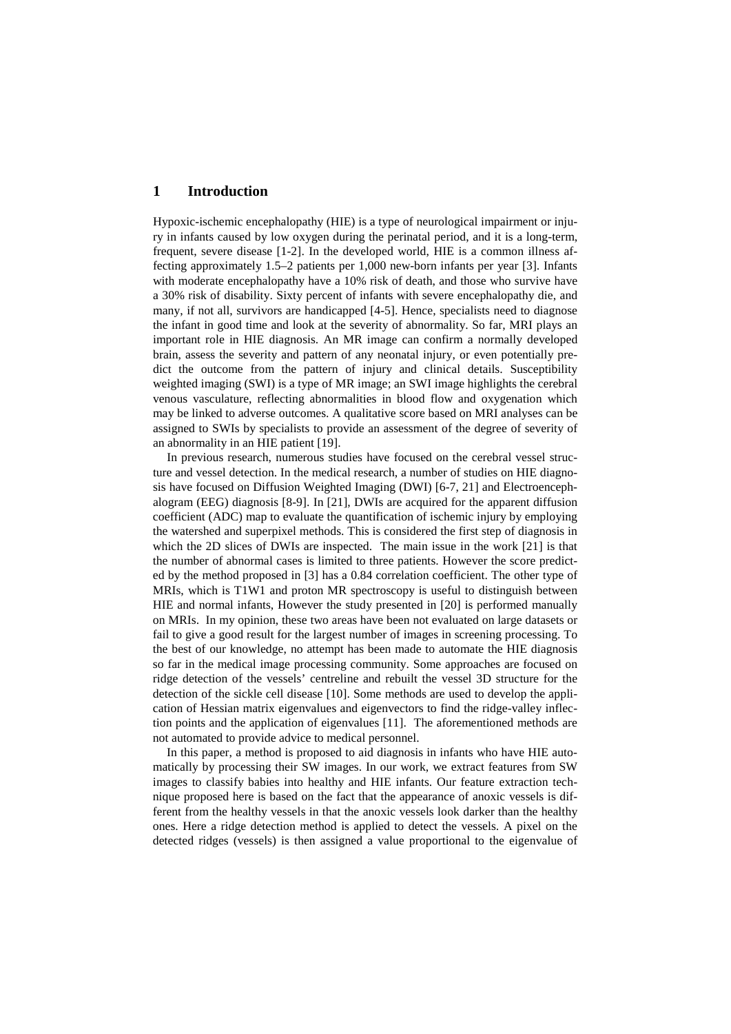# 1 Introduction

Hypoxic-ischemic encephalopathy (HIE) is a type of neurological impairment or injury in infants caused by low oxygen during the perinatal period, and it is a long-term, frequent, severe disease [1-2]. In the developed world, HIE is a common illness affecting approximately 1.5–2 patients per 1,000 new-born infants per year [3]. Infants with moderate encephalopathy have a 10% risk of death, and those who survive have a 30% risk of disability. Sixty percent of infants with severe encephalopathy die, and many, if not all, survivors are handicapped [4-5]. Hence, specialists need to diagnose the infant in good time and look at the severity of abnormality. So far, MRI plays an important role in HIE diagnosis. An MR image can confirm a normally developed brain, assess the severity and pattern of any neonatal injury, or even potentially predict the outcome from the pattern of injury and clinical details. Susceptibility weighted imaging (SWI) is a type of MR image; an SWI image highlights the cerebral venous vasculature, reflecting abnormalities in blood flow and oxygenation which may be linked to adverse outcomes. A qualitative score based on MRI analyses can be assigned to SWIs by specialists to provide an assessment of the degree of severity of an abnormality in an HIE patient [19].

In previous research, numerous studies have focused on the cerebral vessel structure and vessel detection. In the medical research, a number of studies on HIE diagnosis have focused on Diffusion Weighted Imaging (DWI) [6-7, 21] and Electroencephalogram (EEG) diagnosis [8-9]. In [21], DWIs are acquired for the apparent diffusion coefficient (ADC) map to evaluate the quantification of ischemic injury by employing the watershed and superpixel methods. This is considered the first step of diagnosis in which the 2D slices of DWIs are inspected. The main issue in the work [21] is that the number of abnormal cases is limited to three patients. However the score predicted by the method proposed in [3] has a 0.84 correlation coefficient. The other type of MRIs, which is T1W1 and proton MR spectroscopy is useful to distinguish between HIE and normal infants, However the study presented in [20] is performed manually on MRIs. In my opinion, these two areas have been not evaluated on large datasets or fail to give a good result for the largest number of images in screening processing. To the best of our knowledge, no attempt has been made to automate the HIE diagnosis so far in the medical image processing community. Some approaches are focused on ridge detection of the vessels' centreline and rebuilt the vessel 3D structure for the detection of the sickle cell disease [10]. Some methods are used to develop the application of Hessian matrix eigenvalues and eigenvectors to find the ridge-valley inflection points and the application of eigenvalues [11]. The aforementioned methods are not automated to provide advice to medical personnel.

In this paper, a method is proposed to aid diagnosis in infants who have HIE automatically by processing their SW images. In our work, we extract features from SW images to classify babies into healthy and HIE infants. Our feature extraction technique proposed here is based on the fact that the appearance of anoxic vessels is different from the healthy vessels in that the anoxic vessels look darker than the healthy ones. Here a ridge detection method is applied to detect the vessels. A pixel on the detected ridges (vessels) is then assigned a value proportional to the eigenvalue of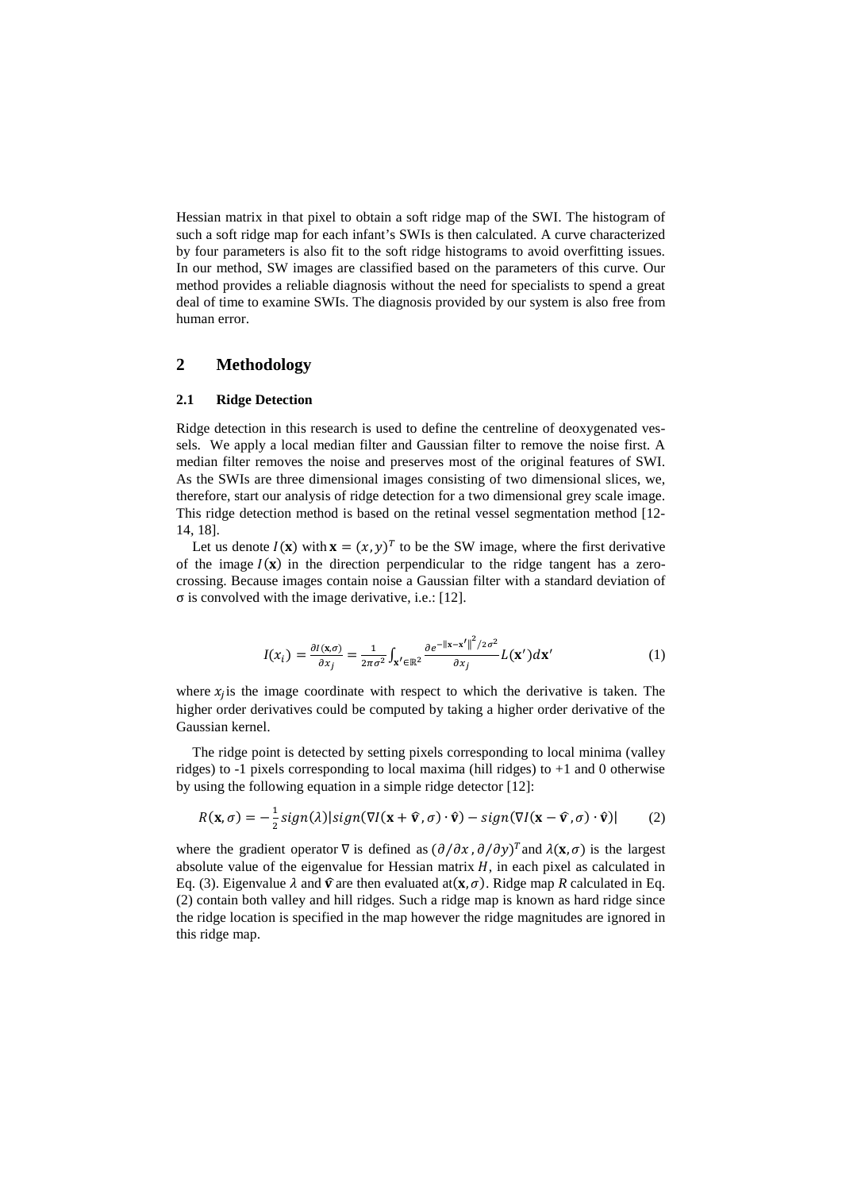Hessian matrix in that pixel to obtain a soft ridge map of the SWI. The histogram of such a soft ridge map for each infant's SWIs is then calculated. A curve characterized by four parameters is also fit to the soft ridge histograms to avoid overfitting issues. In our method, SW images are classified based on the parameters of this curve. Our method provides a reliable diagnosis without the need for specialists to spend a great deal of time to examine SWIs. The diagnosis provided by our system is also free from human error.

## 2 Methodology

### 2.1 Ridge Detection

Ridge detection in this research is used to define the centreline of deoxygenated vessels. We apply a local median filter and Gaussian filter to remove the noise first. A median filter removes the noise and preserves most of the original features of SWI. As the SWIs are three dimensional images consisting of two dimensional slices, we, therefore, start our analysis of ridge detection for a two dimensional grey scale image. This ridge detection method is based on the retinal vessel segmentation method [12-14, 18].

Let us denote $I(\mathbf{x})$ with $\mathbf{x} = (x, y)^T$ to be the SW image, where the first derivative of the image $I(\mathbf{x})$ in the direction perpendicular to the ridge tangent has a zero-crossing. Because images contain noise a Gaussian filter with a standard deviation of σ is convolved with the image derivative, i.e.: [12].

$$I(x_i) = \frac{\partial I(\mathbf{x},\sigma)}{\partial x_j} = \frac{1}{2\pi\sigma^2}\int_{\mathbf{x}'\in\mathbb{R}^2} \frac{\partial e^{-\|\mathbf{x}-\mathbf{x}'\|^2/2\sigma^2}}{\partial x_j} L(\mathbf{x}')d\mathbf{x}' \tag{1}$$

where $x_j$ is the image coordinate with respect to which the derivative is taken. The higher order derivatives could be computed by taking a higher order derivative of the Gaussian kernel.

The ridge point is detected by setting pixels corresponding to local minima (valley ridges) to -1 pixels corresponding to local maxima (hill ridges) to +1 and 0 otherwise by using the following equation in a simple ridge detector [12]:

$$R(\mathbf{x},\sigma) = -\frac{1}{2} sign(\lambda)|sign(\nabla I(\mathbf{x}+\hat{\mathbf{v}},\sigma)\cdot\hat{\mathbf{v}}) - sign(\nabla I(\mathbf{x}-\hat{\mathbf{v}},\sigma)\cdot\hat{\mathbf{v}})| \tag{2}$$

where the gradient operator $\nabla$ is defined as $(\partial/\partial x, \partial/\partial y)^T$ and $\lambda(\mathbf{x},\sigma)$ is the largest absolute value of the eigenvalue for Hessian matrix $H$, in each pixel as calculated in Eq. (3). Eigenvalue $\lambda$ and $\hat{\mathbf{v}}$ are then evaluated at$(\mathbf{x},\sigma)$. Ridge map $R$ calculated in Eq. (2) contain both valley and hill ridges. Such a ridge map is known as hard ridge since the ridge location is specified in the map however the ridge magnitudes are ignored in this ridge map.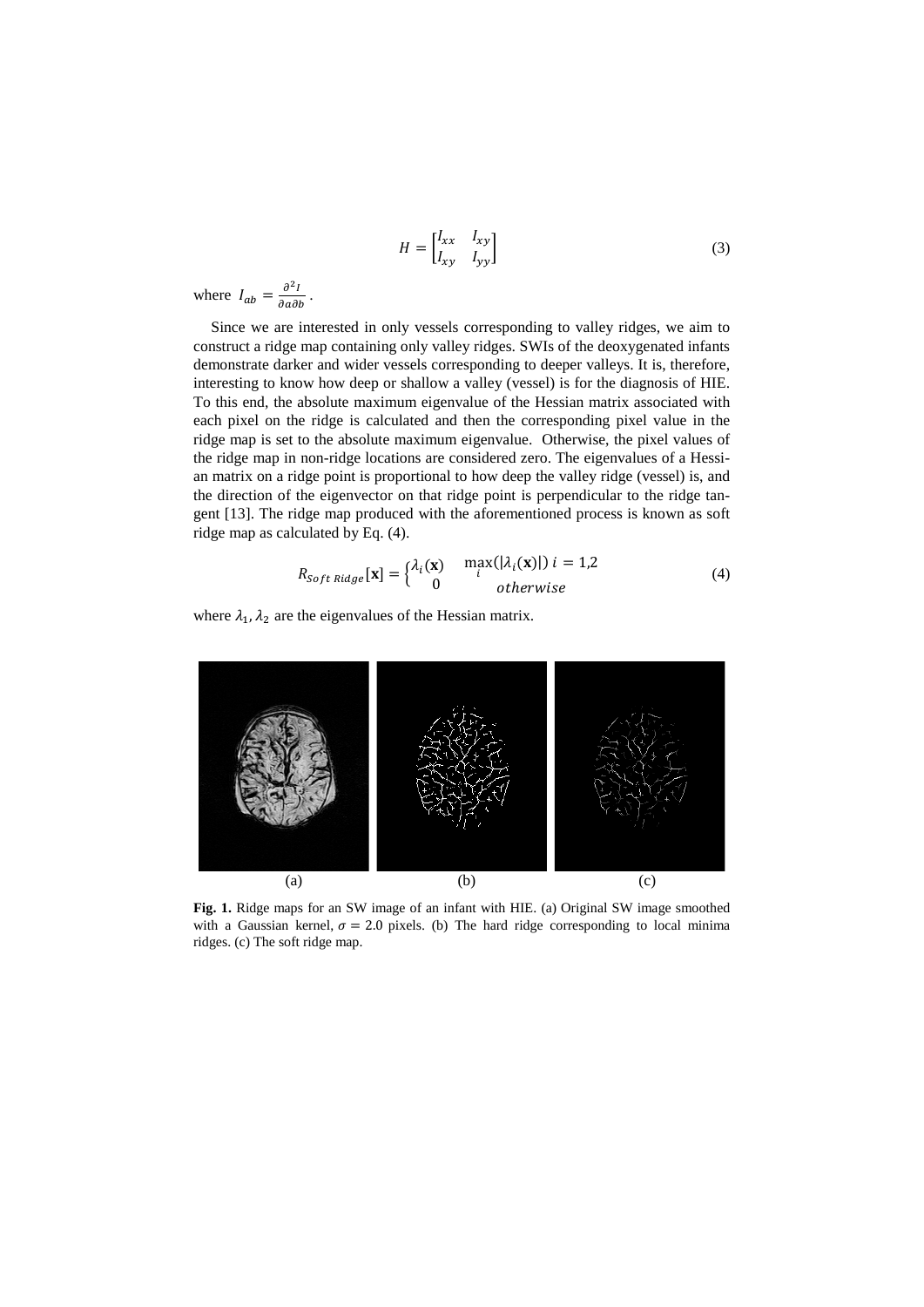$$H = \begin{bmatrix} I_{xx} & I_{xy} \\ I_{xy} & I_{yy} \end{bmatrix} \quad (3)$$

where $I_{ab} = \frac{\partial^2 I}{\partial a \partial b}$.

Since we are interested in only vessels corresponding to valley ridges, we aim to construct a ridge map containing only valley ridges. SWIs of the deoxygenated infants demonstrate darker and wider vessels corresponding to deeper valleys. It is, therefore, interesting to know how deep or shallow a valley (vessel) is for the diagnosis of HIE. To this end, the absolute maximum eigenvalue of the Hessian matrix associated with each pixel on the ridge is calculated and then the corresponding pixel value in the ridge map is set to the absolute maximum eigenvalue. Otherwise, the pixel values of the ridge map in non-ridge locations are considered zero. The eigenvalues of a Hessian matrix on a ridge point is proportional to how deep the valley ridge (vessel) is, and the direction of the eigenvector on that ridge point is perpendicular to the ridge tangent [13]. The ridge map produced with the aforementioned process is known as soft ridge map as calculated by Eq. (4).

$$R_{Soft\ Ridge}[\mathbf{x}] = \begin{cases} \lambda_i(\mathbf{x}) & \max_i(|\lambda_i(\mathbf{x})|)\ i = 1,2 \\ 0 & otherwise \end{cases} \quad (4)$$

where $\lambda_1, \lambda_2$ are the eigenvalues of the Hessian matrix.

(a) (b) (c)

**Fig. 1.** Ridge maps for an SW image of an infant with HIE. (a) Original SW image smoothed with a Gaussian kernel, $\sigma = 2.0$ pixels. (b) The hard ridge corresponding to local minima ridges. (c) The soft ridge map.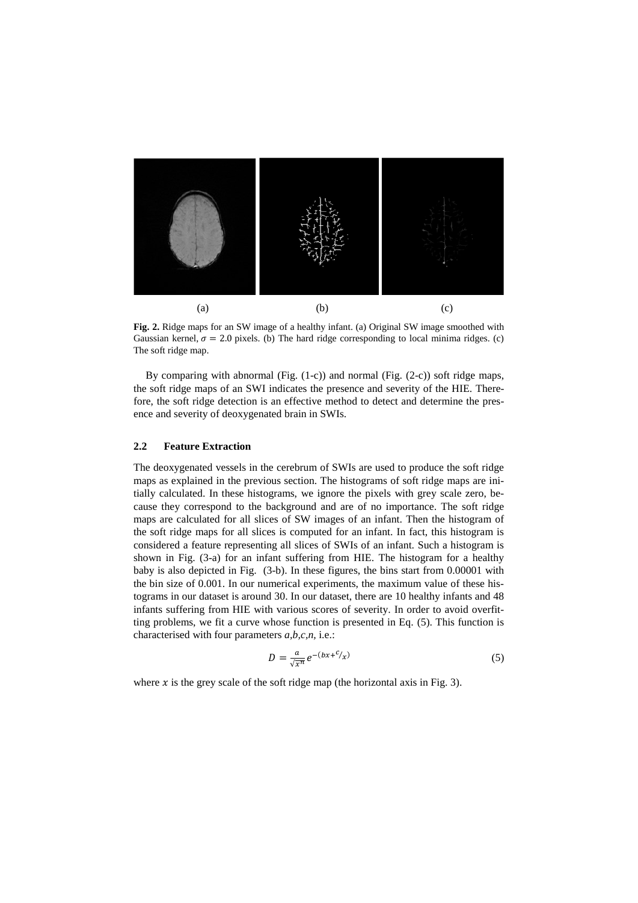(a) (b) (c)

**Fig. 2.** Ridge maps for an SW image of a healthy infant. (a) Original SW image smoothed with Gaussian kernel, $\sigma = 2.0$ pixels. (b) The hard ridge corresponding to local minima ridges. (c) The soft ridge map.

By comparing with abnormal (Fig. (1-c)) and normal (Fig. (2-c)) soft ridge maps, the soft ridge maps of an SWI indicates the presence and severity of the HIE. Therefore, the soft ridge detection is an effective method to detect and determine the presence and severity of deoxygenated brain in SWIs.

### 2.2 Feature Extraction

The deoxygenated vessels in the cerebrum of SWIs are used to produce the soft ridge maps as explained in the previous section. The histograms of soft ridge maps are initially calculated. In these histograms, we ignore the pixels with grey scale zero, because they correspond to the background and are of no importance. The soft ridge maps are calculated for all slices of SW images of an infant. Then the histogram of the soft ridge maps for all slices is computed for an infant. In fact, this histogram is considered a feature representing all slices of SWIs of an infant. Such a histogram is shown in Fig. (3-a) for an infant suffering from HIE. The histogram for a healthy baby is also depicted in Fig. (3-b). In these figures, the bins start from 0.00001 with the bin size of 0.001. In our numerical experiments, the maximum value of these histograms in our dataset is around 30. In our dataset, there are 10 healthy infants and 48 infants suffering from HIE with various scores of severity. In order to avoid overfitting problems, we fit a curve whose function is presented in Eq. (5). This function is characterised with four parameters *a,b,c,n*, i.e.:

$$D = \frac{a}{\sqrt{x^n}} e^{-(bx + c/x)} \tag{5}$$

where $x$ is the grey scale of the soft ridge map (the horizontal axis in Fig. 3).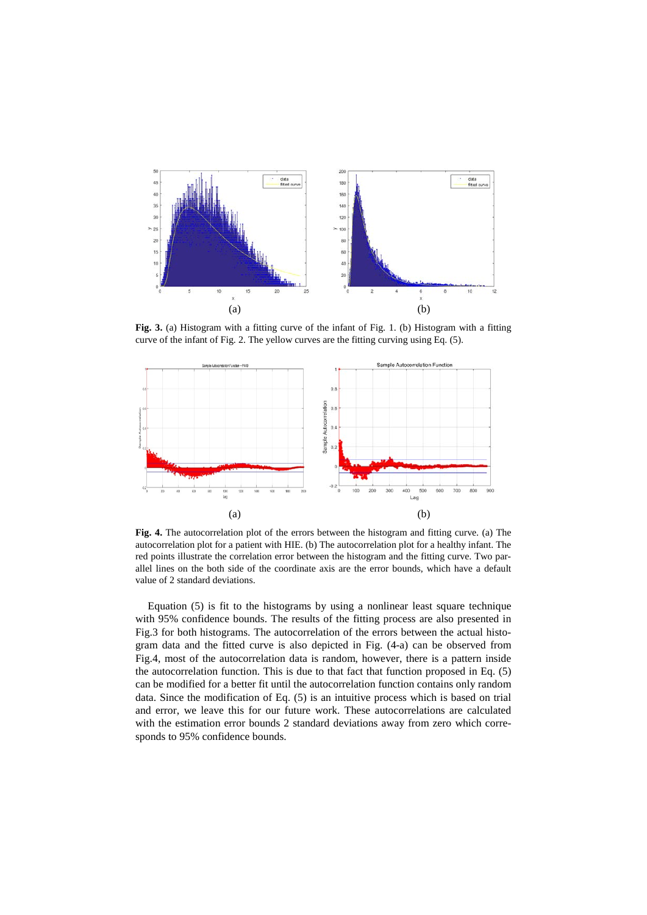(a) (b)

**Fig. 3.** (a) Histogram with a fitting curve of the infant of Fig. 1. (b) Histogram with a fitting curve of the infant of Fig. 2. The yellow curves are the fitting curving using Eq. (5).

(a) (b)

**Fig. 4.** The autocorrelation plot of the errors between the histogram and fitting curve. (a) The autocorrelation plot for a patient with HIE. (b) The autocorrelation plot for a healthy infant. The red points illustrate the correlation error between the histogram and the fitting curve. Two parallel lines on the both side of the coordinate axis are the error bounds, which have a default value of 2 standard deviations.

Equation (5) is fit to the histograms by using a nonlinear least square technique with 95% confidence bounds. The results of the fitting process are also presented in Fig.3 for both histograms. The autocorrelation of the errors between the actual histogram data and the fitted curve is also depicted in Fig. (4-a) can be observed from Fig.4, most of the autocorrelation data is random, however, there is a pattern inside the autocorrelation function. This is due to that fact that function proposed in Eq. (5) can be modified for a better fit until the autocorrelation function contains only random data. Since the modification of Eq. (5) is an intuitive process which is based on trial and error, we leave this for our future work. These autocorrelations are calculated with the estimation error bounds 2 standard deviations away from zero which corresponds to 95% confidence bounds.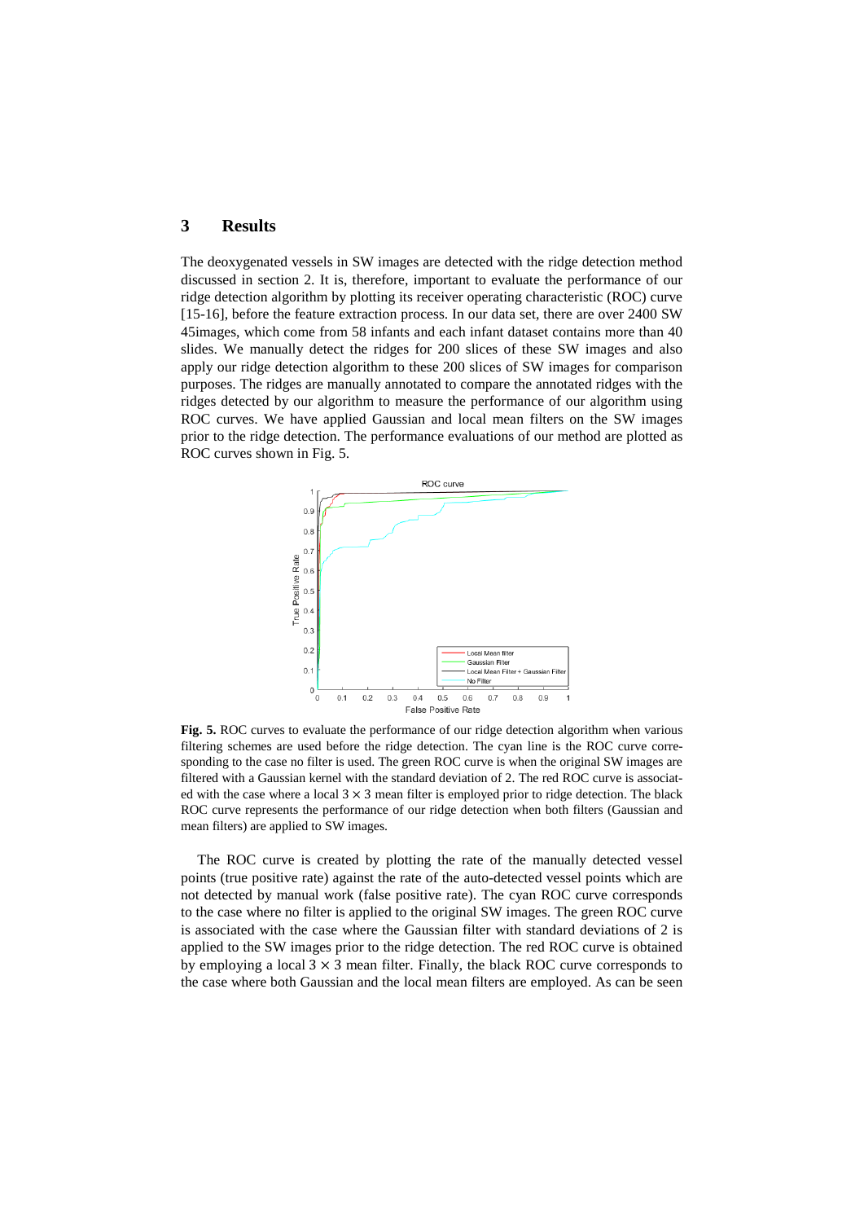## 3 Results

The deoxygenated vessels in SW images are detected with the ridge detection method discussed in section 2. It is, therefore, important to evaluate the performance of our ridge detection algorithm by plotting its receiver operating characteristic (ROC) curve [15-16], before the feature extraction process. In our data set, there are over 2400 SW 45images, which come from 58 infants and each infant dataset contains more than 40 slides. We manually detect the ridges for 200 slices of these SW images and also apply our ridge detection algorithm to these 200 slices of SW images for comparison purposes. The ridges are manually annotated to compare the annotated ridges with the ridges detected by our algorithm to measure the performance of our algorithm using ROC curves. We have applied Gaussian and local mean filters on the SW images prior to the ridge detection. The performance evaluations of our method are plotted as ROC curves shown in Fig. 5.

**Fig. 5.** ROC curves to evaluate the performance of our ridge detection algorithm when various filtering schemes are used before the ridge detection. The cyan line is the ROC curve corresponding to the case no filter is used. The green ROC curve is when the original SW images are filtered with a Gaussian kernel with the standard deviation of 2. The red ROC curve is associated with the case where a local $3 \times 3$ mean filter is employed prior to ridge detection. The black ROC curve represents the performance of our ridge detection when both filters (Gaussian and mean filters) are applied to SW images.

The ROC curve is created by plotting the rate of the manually detected vessel points (true positive rate) against the rate of the auto-detected vessel points which are not detected by manual work (false positive rate). The cyan ROC curve corresponds to the case where no filter is applied to the original SW images. The green ROC curve is associated with the case where the Gaussian filter with standard deviations of 2 is applied to the SW images prior to the ridge detection. The red ROC curve is obtained by employing a local $3 \times 3$ mean filter. Finally, the black ROC curve corresponds to the case where both Gaussian and the local mean filters are employed. As can be seen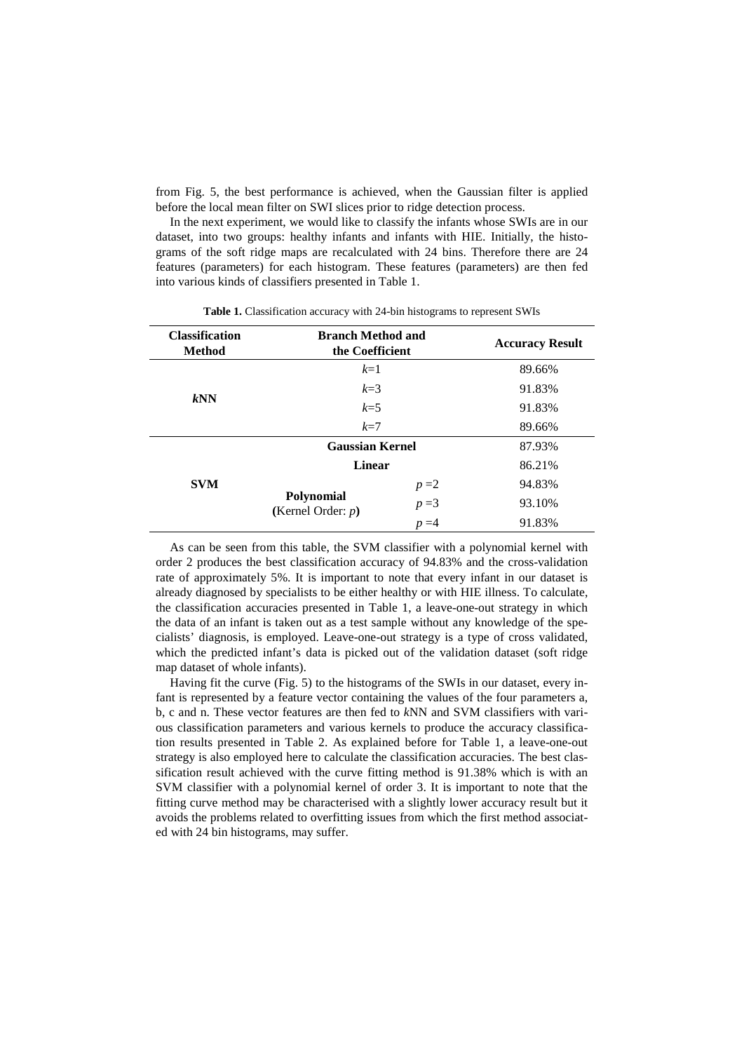from Fig. 5, the best performance is achieved, when the Gaussian filter is applied before the local mean filter on SWI slices prior to ridge detection process.

In the next experiment, we would like to classify the infants whose SWIs are in our dataset, into two groups: healthy infants and infants with HIE. Initially, the histograms of the soft ridge maps are recalculated with 24 bins. Therefore there are 24 features (parameters) for each histogram. These features (parameters) are then fed into various kinds of classifiers presented in Table 1.

**Table 1.** Classification accuracy with 24-bin histograms to represent SWIs

| **Classification Method** | **Branch Method and the Coefficient** | | **Accuracy Result** |
|---|---|---|---|
| ***k*NN** | $k$=1 | | 89.66% |
| | $k$=3 | | 91.83% |
| | $k$=5 | | 91.83% |
| | $k$=7 | | 89.66% |
| **SVM** | **Gaussian Kernel** | | 87.93% |
| | **Linear** | | 86.21% |
| | **Polynomial** (Kernel Order: $p$) | $p$ =2 | 94.83% |
| | | $p$ =3 | 93.10% |
| | | $p$ =4 | 91.83% |

As can be seen from this table, the SVM classifier with a polynomial kernel with order 2 produces the best classification accuracy of 94.83% and the cross-validation rate of approximately 5%. It is important to note that every infant in our dataset is already diagnosed by specialists to be either healthy or with HIE illness. To calculate, the classification accuracies presented in Table 1, a leave-one-out strategy in which the data of an infant is taken out as a test sample without any knowledge of the specialists' diagnosis, is employed. Leave-one-out strategy is a type of cross validated, which the predicted infant's data is picked out of the validation dataset (soft ridge map dataset of whole infants).

Having fit the curve (Fig. 5) to the histograms of the SWIs in our dataset, every infant is represented by a feature vector containing the values of the four parameters a, b, c and n. These vector features are then fed to *k*NN and SVM classifiers with various classification parameters and various kernels to produce the accuracy classification results presented in Table 2. As explained before for Table 1, a leave-one-out strategy is also employed here to calculate the classification accuracies. The best classification result achieved with the curve fitting method is 91.38% which is with an SVM classifier with a polynomial kernel of order 3. It is important to note that the fitting curve method may be characterised with a slightly lower accuracy result but it avoids the problems related to overfitting issues from which the first method associated with 24 bin histograms, may suffer.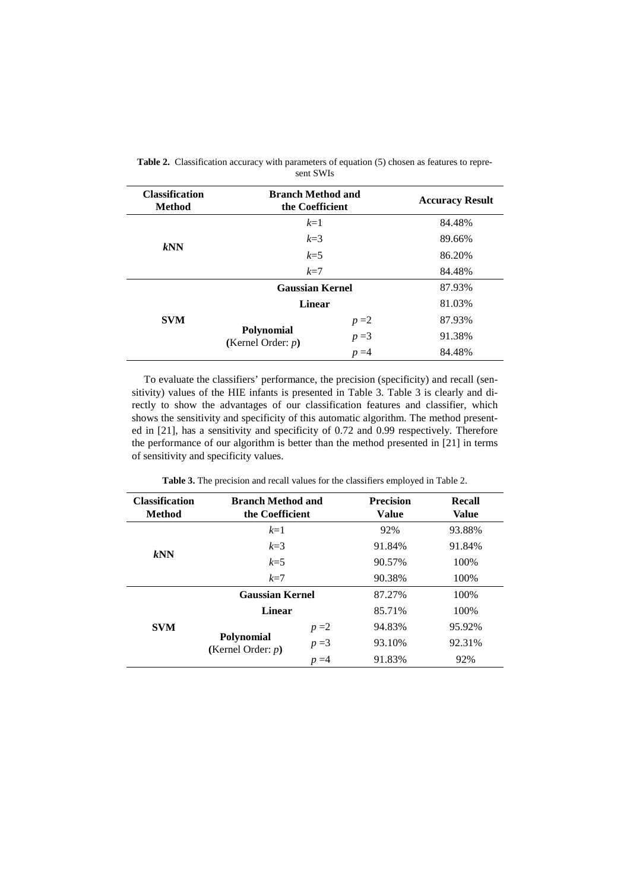**Table 2.** Classification accuracy with parameters of equation (5) chosen as features to represent SWIs

| Classification Method | Branch Method and the Coefficient | | Accuracy Result |
|---|---|---|---|
| ***k*NN** | $k$=1 | | 84.48% |
| | $k$=3 | | 89.66% |
| | $k$=5 | | 86.20% |
| | $k$=7 | | 84.48% |
| **SVM** | **Gaussian Kernel** | | 87.93% |
| | **Linear** | | 81.03% |
| | **Polynomial** (Kernel Order: $p$) | $p$ =2 | 87.93% |
| | | $p$ =3 | 91.38% |
| | | $p$ =4 | 84.48% |

To evaluate the classifiers' performance, the precision (specificity) and recall (sensitivity) values of the HIE infants is presented in Table 3. Table 3 is clearly and directly to show the advantages of our classification features and classifier, which shows the sensitivity and specificity of this automatic algorithm. The method presented in [21], has a sensitivity and specificity of 0.72 and 0.99 respectively. Therefore the performance of our algorithm is better than the method presented in [21] in terms of sensitivity and specificity values.

**Table 3.** The precision and recall values for the classifiers employed in Table 2.

| Classification Method | Branch Method and the Coefficient | | Precision Value | Recall Value |
|---|---|---|---|---|
| ***k*NN** | $k$=1 | | 92% | 93.88% |
| | $k$=3 | | 91.84% | 91.84% |
| | $k$=5 | | 90.57% | 100% |
| | $k$=7 | | 90.38% | 100% |
| **SVM** | **Gaussian Kernel** | | 87.27% | 100% |
| | **Linear** | | 85.71% | 100% |
| | **Polynomial** (Kernel Order: $p$) | $p$ =2 | 94.83% | 95.92% |
| | | $p$ =3 | 93.10% | 92.31% |
| | | $p$ =4 | 91.83% | 92% |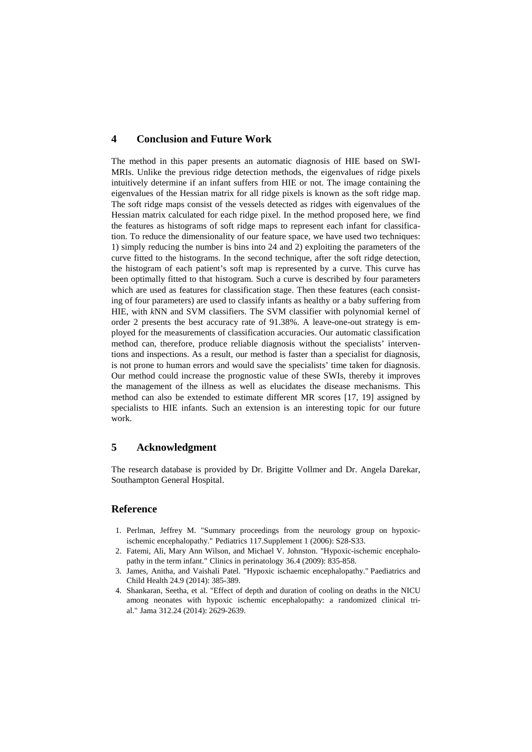## 4 Conclusion and Future Work

The method in this paper presents an automatic diagnosis of HIE based on SWI-MRIs. Unlike the previous ridge detection methods, the eigenvalues of ridge pixels intuitively determine if an infant suffers from HIE or not. The image containing the eigenvalues of the Hessian matrix for all ridge pixels is known as the soft ridge map. The soft ridge maps consist of the vessels detected as ridges with eigenvalues of the Hessian matrix calculated for each ridge pixel. In the method proposed here, we find the features as histograms of soft ridge maps to represent each infant for classification. To reduce the dimensionality of our feature space, we have used two techniques: 1) simply reducing the number is bins into 24 and 2) exploiting the parameters of the curve fitted to the histograms. In the second technique, after the soft ridge detection, the histogram of each patient's soft map is represented by a curve. This curve has been optimally fitted to that histogram. Such a curve is described by four parameters which are used as features for classification stage. Then these features (each consisting of four parameters) are used to classify infants as healthy or a baby suffering from HIE, with *k*NN and SVM classifiers. The SVM classifier with polynomial kernel of order 2 presents the best accuracy rate of 91.38%. A leave-one-out strategy is employed for the measurements of classification accuracies. Our automatic classification method can, therefore, produce reliable diagnosis without the specialists' interventions and inspections. As a result, our method is faster than a specialist for diagnosis, is not prone to human errors and would save the specialists' time taken for diagnosis. Our method could increase the prognostic value of these SWIs, thereby it improves the management of the illness as well as elucidates the disease mechanisms. This method can also be extended to estimate different MR scores [17, 19] assigned by specialists to HIE infants. Such an extension is an interesting topic for our future work.

## 5 Acknowledgment

The research database is provided by Dr. Brigitte Vollmer and Dr. Angela Darekar, Southampton General Hospital.

## Reference

1. Perlman, Jeffrey M. "Summary proceedings from the neurology group on hypoxic-ischemic encephalopathy." Pediatrics 117.Supplement 1 (2006): S28-S33.
2. Fatemi, Ali, Mary Ann Wilson, and Michael V. Johnston. "Hypoxic-ischemic encephalopathy in the term infant." Clinics in perinatology 36.4 (2009): 835-858.
3. James, Anitha, and Vaishali Patel. "Hypoxic ischaemic encephalopathy." Paediatrics and Child Health 24.9 (2014): 385-389.
4. Shankaran, Seetha, et al. "Effect of depth and duration of cooling on deaths in the NICU among neonates with hypoxic ischemic encephalopathy: a randomized clinical trial." Jama 312.24 (2014): 2629-2639.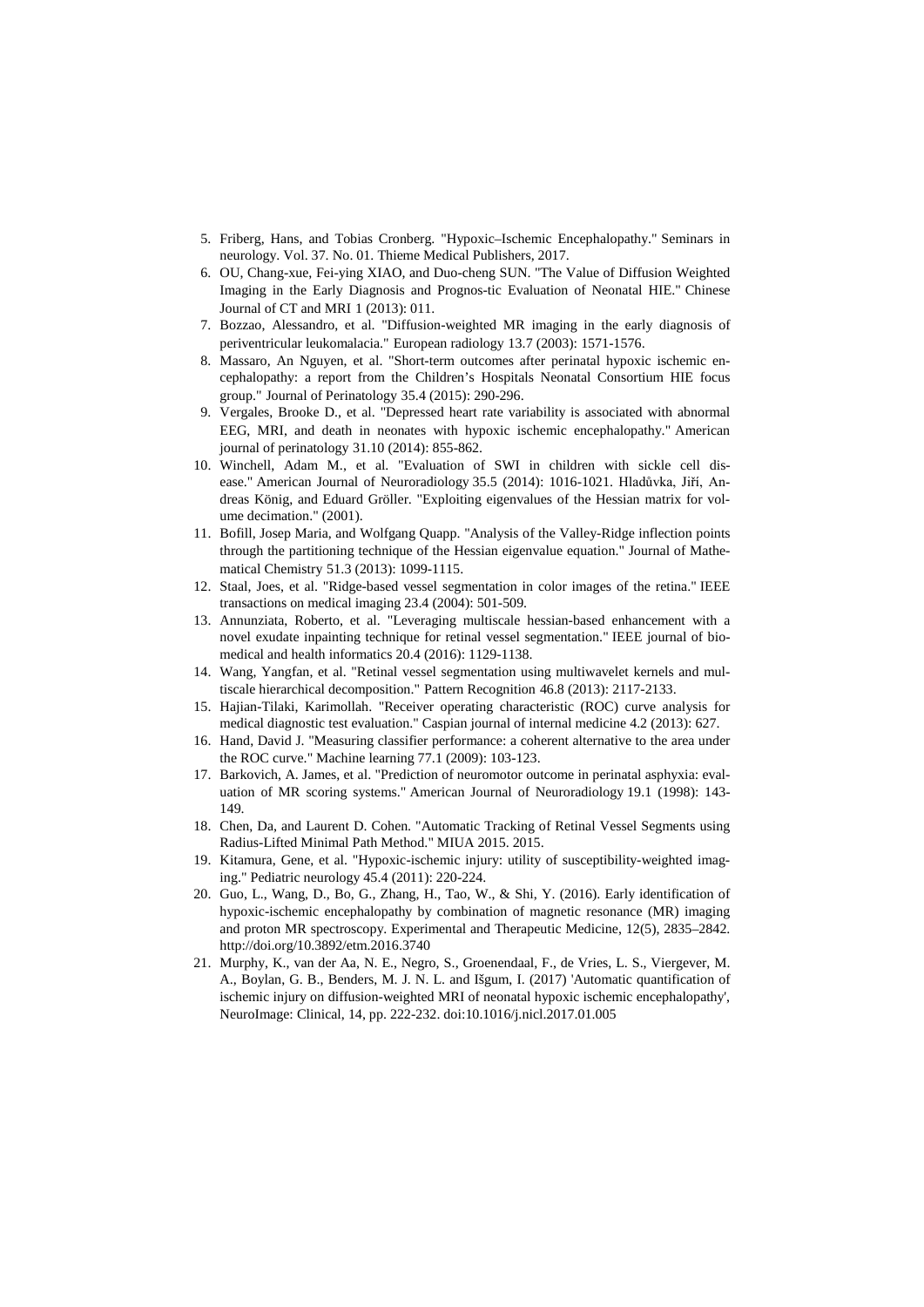5. Friberg, Hans, and Tobias Cronberg. "Hypoxic–Ischemic Encephalopathy." Seminars in neurology. Vol. 37. No. 01. Thieme Medical Publishers, 2017.
6. OU, Chang-xue, Fei-ying XIAO, and Duo-cheng SUN. "The Value of Diffusion Weighted Imaging in the Early Diagnosis and Prognos-tic Evaluation of Neonatal HIE." Chinese Journal of CT and MRI 1 (2013): 011.
7. Bozzao, Alessandro, et al. "Diffusion-weighted MR imaging in the early diagnosis of periventricular leukomalacia." European radiology 13.7 (2003): 1571-1576.
8. Massaro, An Nguyen, et al. "Short-term outcomes after perinatal hypoxic ischemic encephalopathy: a report from the Children's Hospitals Neonatal Consortium HIE focus group." Journal of Perinatology 35.4 (2015): 290-296.
9. Vergales, Brooke D., et al. "Depressed heart rate variability is associated with abnormal EEG, MRI, and death in neonates with hypoxic ischemic encephalopathy." American journal of perinatology 31.10 (2014): 855-862.
10. Winchell, Adam M., et al. "Evaluation of SWI in children with sickle cell disease." American Journal of Neuroradiology 35.5 (2014): 1016-1021. Hladůvka, Jiří, Andreas König, and Eduard Gröller. "Exploiting eigenvalues of the Hessian matrix for volume decimation." (2001).
11. Bofill, Josep Maria, and Wolfgang Quapp. "Analysis of the Valley-Ridge inflection points through the partitioning technique of the Hessian eigenvalue equation." Journal of Mathematical Chemistry 51.3 (2013): 1099-1115.
12. Staal, Joes, et al. "Ridge-based vessel segmentation in color images of the retina." IEEE transactions on medical imaging 23.4 (2004): 501-509.
13. Annunziata, Roberto, et al. "Leveraging multiscale hessian-based enhancement with a novel exudate inpainting technique for retinal vessel segmentation." IEEE journal of biomedical and health informatics 20.4 (2016): 1129-1138.
14. Wang, Yangfan, et al. "Retinal vessel segmentation using multiwavelet kernels and multiscale hierarchical decomposition." Pattern Recognition 46.8 (2013): 2117-2133.
15. Hajian-Tilaki, Karimollah. "Receiver operating characteristic (ROC) curve analysis for medical diagnostic test evaluation." Caspian journal of internal medicine 4.2 (2013): 627.
16. Hand, David J. "Measuring classifier performance: a coherent alternative to the area under the ROC curve." Machine learning 77.1 (2009): 103-123.
17. Barkovich, A. James, et al. "Prediction of neuromotor outcome in perinatal asphyxia: evaluation of MR scoring systems." American Journal of Neuroradiology 19.1 (1998): 143-149.
18. Chen, Da, and Laurent D. Cohen. "Automatic Tracking of Retinal Vessel Segments using Radius-Lifted Minimal Path Method." MIUA 2015. 2015.
19. Kitamura, Gene, et al. "Hypoxic-ischemic injury: utility of susceptibility-weighted imaging." Pediatric neurology 45.4 (2011): 220-224.
20. Guo, L., Wang, D., Bo, G., Zhang, H., Tao, W., & Shi, Y. (2016). Early identification of hypoxic-ischemic encephalopathy by combination of magnetic resonance (MR) imaging and proton MR spectroscopy. Experimental and Therapeutic Medicine, 12(5), 2835–2842. http://doi.org/10.3892/etm.2016.3740
21. Murphy, K., van der Aa, N. E., Negro, S., Groenendaal, F., de Vries, L. S., Viergever, M. A., Boylan, G. B., Benders, M. J. N. L. and Išgum, I. (2017) 'Automatic quantification of ischemic injury on diffusion-weighted MRI of neonatal hypoxic ischemic encephalopathy', NeuroImage: Clinical, 14, pp. 222-232. doi:10.1016/j.nicl.2017.01.005